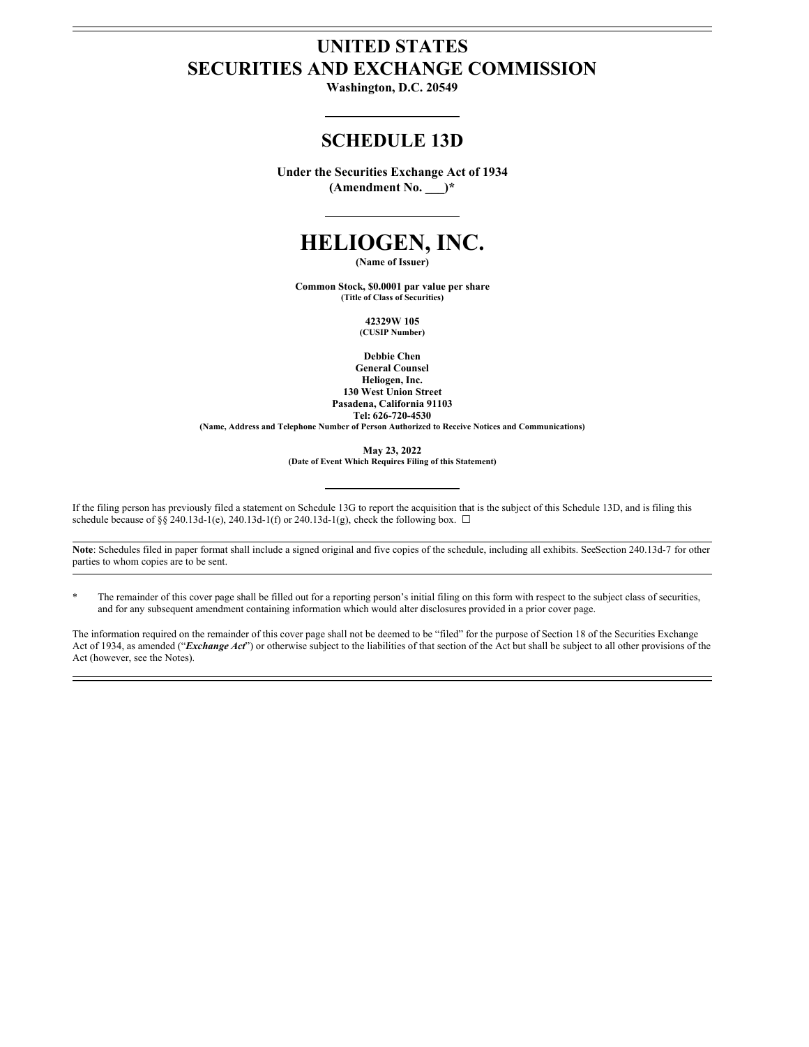# UNITED STATES
# SECURITIES AND EXCHANGE COMMISSION

**Washington, D.C. 20549**

## SCHEDULE 13D

**Under the Securities Exchange Act of 1934**
**(Amendment No. ___)***

# HELIOGEN, INC.

**(Name of Issuer)**

**Common Stock, $0.0001 par value per share**
**(Title of Class of Securities)**

**42329W 105**
**(CUSIP Number)**

**Debbie Chen**
**General Counsel**
**Heliogen, Inc.**
**130 West Union Street**
**Pasadena, California 91103**
**Tel: 626-720-4530**
**(Name, Address and Telephone Number of Person Authorized to Receive Notices and Communications)**

**May 23, 2022**
**(Date of Event Which Requires Filing of this Statement)**

If the filing person has previously filed a statement on Schedule 13G to report the acquisition that is the subject of this Schedule 13D, and is filing this schedule because of §§ 240.13d-1(e), 240.13d-1(f) or 240.13d-1(g), check the following box. ☐

**Note**: Schedules filed in paper format shall include a signed original and five copies of the schedule, including all exhibits. SeeSection 240.13d-7 for other parties to whom copies are to be sent.

\* The remainder of this cover page shall be filled out for a reporting person's initial filing on this form with respect to the subject class of securities, and for any subsequent amendment containing information which would alter disclosures provided in a prior cover page.

The information required on the remainder of this cover page shall not be deemed to be "filed" for the purpose of Section 18 of the Securities Exchange Act of 1934, as amended ("***Exchange Act***") or otherwise subject to the liabilities of that section of the Act but shall be subject to all other provisions of the Act (however, see the Notes).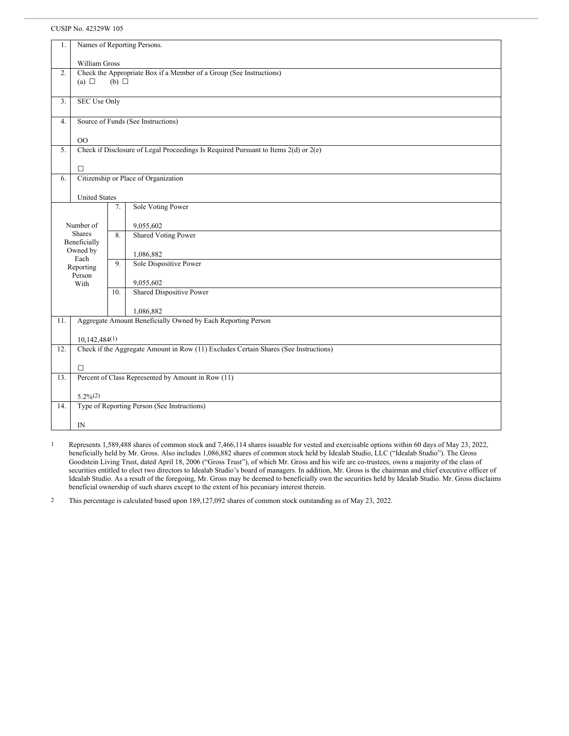CUSIP No. 42329W 105

| | | | |
|---|---|---|---|
| 1. | Names of Reporting Persons.<br><br>William Gross | | |
| 2. | Check the Appropriate Box if a Member of a Group (See Instructions)<br>(a) ☐ (b) ☐ | | |
| 3. | SEC Use Only | | |
| 4. | Source of Funds (See Instructions)<br><br>OO | | |
| 5. | Check if Disclosure of Legal Proceedings Is Required Pursuant to Items 2(d) or 2(e)<br><br>☐ | | |
| 6. | Citizenship or Place of Organization<br><br>United States | | |
| Number of Shares Beneficially Owned by Each Reporting Person With | | 7. | Sole Voting Power<br><br>9,055,602 |
| | | 8. | Shared Voting Power<br><br>1,086,882 |
| | | 9. | Sole Dispositive Power<br><br>9,055,602 |
| | | 10. | Shared Dispositive Power<br><br>1,086,882 |
| 11. | Aggregate Amount Beneficially Owned by Each Reporting Person<br><br>10,142,484[(1)] | | |
| 12. | Check if the Aggregate Amount in Row (11) Excludes Certain Shares (See Instructions)<br><br>☐ | | |
| 13. | Percent of Class Represented by Amount in Row (11)<br><br>5.2%[(2)] | | |
| 14. | Type of Reporting Person (See Instructions)<br><br>IN | | |

1 Represents 1,589,488 shares of common stock and 7,466,114 shares issuable for vested and exercisable options within 60 days of May 23, 2022, beneficially held by Mr. Gross. Also includes 1,086,882 shares of common stock held by Idealab Studio, LLC ("Idealab Studio"). The Gross Goodstein Living Trust, dated April 18, 2006 ("Gross Trust"), of which Mr. Gross and his wife are co-trustees, owns a majority of the class of securities entitled to elect two directors to Idealab Studio's board of managers. In addition, Mr. Gross is the chairman and chief executive officer of Idealab Studio. As a result of the foregoing, Mr. Gross may be deemed to beneficially own the securities held by Idealab Studio. Mr. Gross disclaims beneficial ownership of such shares except to the extent of his pecuniary interest therein.

2 This percentage is calculated based upon 189,127,092 shares of common stock outstanding as of May 23, 2022.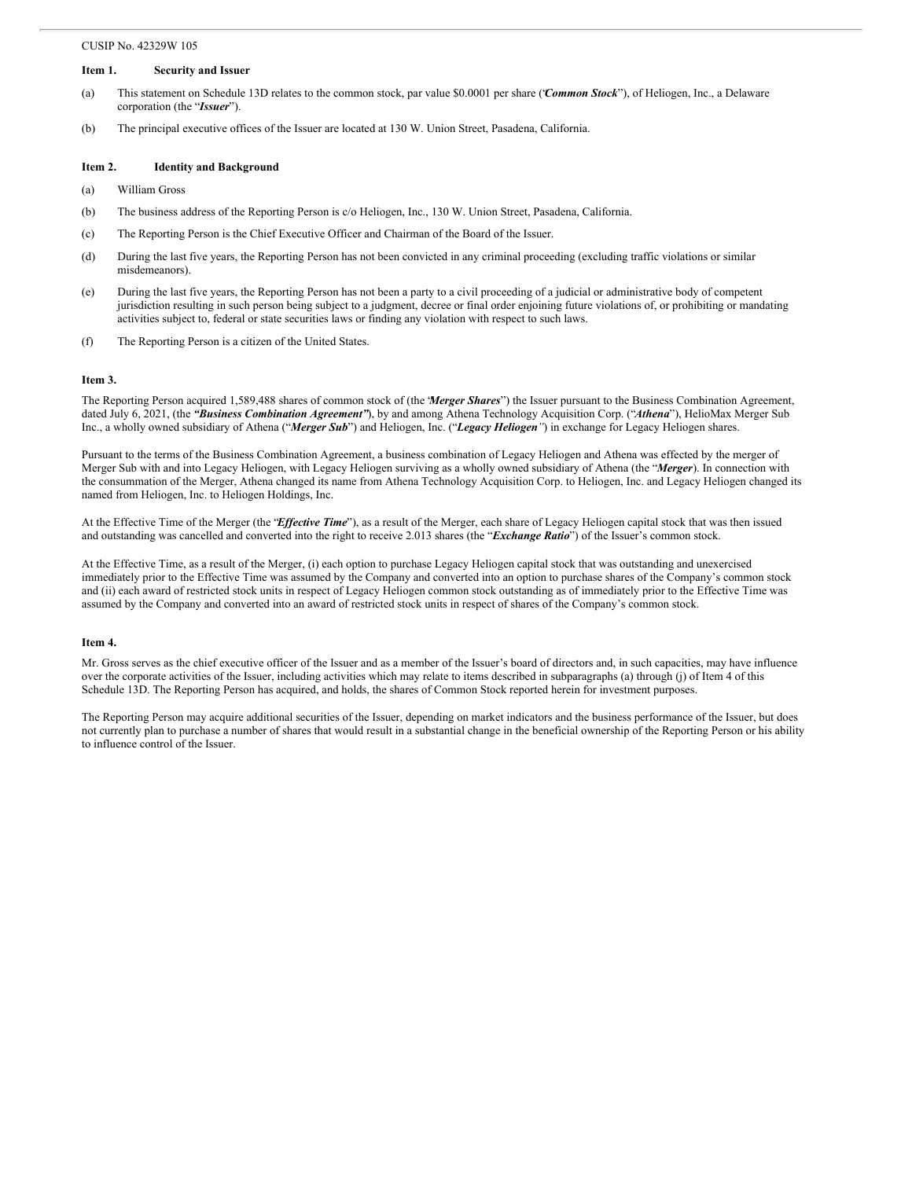CUSIP No. 42329W 105

**Item 1. Security and Issuer**

(a) This statement on Schedule 13D relates to the common stock, par value $0.0001 per share ("***Common Stock***"), of Heliogen, Inc., a Delaware corporation (the "***Issuer***").

(b) The principal executive offices of the Issuer are located at 130 W. Union Street, Pasadena, California.

**Item 2. Identity and Background**

(a) William Gross

(b) The business address of the Reporting Person is c/o Heliogen, Inc., 130 W. Union Street, Pasadena, California.

(c) The Reporting Person is the Chief Executive Officer and Chairman of the Board of the Issuer.

(d) During the last five years, the Reporting Person has not been convicted in any criminal proceeding (excluding traffic violations or similar misdemeanors).

(e) During the last five years, the Reporting Person has not been a party to a civil proceeding of a judicial or administrative body of competent jurisdiction resulting in such person being subject to a judgment, decree or final order enjoining future violations of, or prohibiting or mandating activities subject to, federal or state securities laws or finding any violation with respect to such laws.

(f) The Reporting Person is a citizen of the United States.

**Item 3.**

The Reporting Person acquired 1,589,488 shares of common stock of (the "***Merger Shares***") the Issuer pursuant to the Business Combination Agreement, dated July 6, 2021, (the ***"Business Combination Agreement"***), by and among Athena Technology Acquisition Corp. ("***Athena***"), HelioMax Merger Sub Inc., a wholly owned subsidiary of Athena ("***Merger Sub***") and Heliogen, Inc. ("***Legacy Heliogen***") in exchange for Legacy Heliogen shares.

Pursuant to the terms of the Business Combination Agreement, a business combination of Legacy Heliogen and Athena was effected by the merger of Merger Sub with and into Legacy Heliogen, with Legacy Heliogen surviving as a wholly owned subsidiary of Athena (the "***Merger***). In connection with the consummation of the Merger, Athena changed its name from Athena Technology Acquisition Corp. to Heliogen, Inc. and Legacy Heliogen changed its named from Heliogen, Inc. to Heliogen Holdings, Inc.

At the Effective Time of the Merger (the "***Effective Time***"), as a result of the Merger, each share of Legacy Heliogen capital stock that was then issued and outstanding was cancelled and converted into the right to receive 2.013 shares (the "***Exchange Ratio***") of the Issuer's common stock.

At the Effective Time, as a result of the Merger, (i) each option to purchase Legacy Heliogen capital stock that was outstanding and unexercised immediately prior to the Effective Time was assumed by the Company and converted into an option to purchase shares of the Company's common stock and (ii) each award of restricted stock units in respect of Legacy Heliogen common stock outstanding as of immediately prior to the Effective Time was assumed by the Company and converted into an award of restricted stock units in respect of shares of the Company's common stock.

**Item 4.**

Mr. Gross serves as the chief executive officer of the Issuer and as a member of the Issuer's board of directors and, in such capacities, may have influence over the corporate activities of the Issuer, including activities which may relate to items described in subparagraphs (a) through (j) of Item 4 of this Schedule 13D. The Reporting Person has acquired, and holds, the shares of Common Stock reported herein for investment purposes.

The Reporting Person may acquire additional securities of the Issuer, depending on market indicators and the business performance of the Issuer, but does not currently plan to purchase a number of shares that would result in a substantial change in the beneficial ownership of the Reporting Person or his ability to influence control of the Issuer.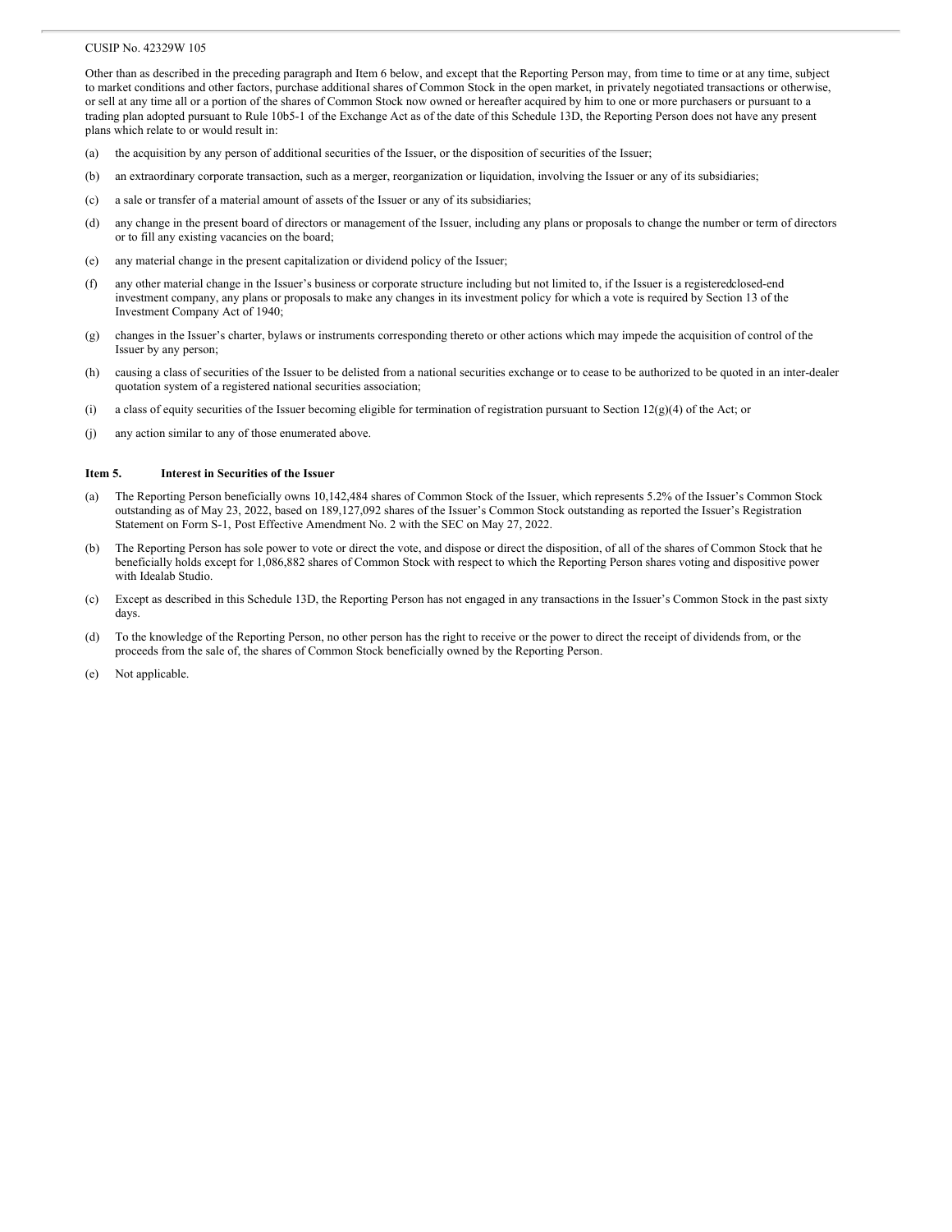CUSIP No. 42329W 105

Other than as described in the preceding paragraph and Item 6 below, and except that the Reporting Person may, from time to time or at any time, subject to market conditions and other factors, purchase additional shares of Common Stock in the open market, in privately negotiated transactions or otherwise, or sell at any time all or a portion of the shares of Common Stock now owned or hereafter acquired by him to one or more purchasers or pursuant to a trading plan adopted pursuant to Rule 10b5-1 of the Exchange Act as of the date of this Schedule 13D, the Reporting Person does not have any present plans which relate to or would result in:

(a) the acquisition by any person of additional securities of the Issuer, or the disposition of securities of the Issuer;

(b) an extraordinary corporate transaction, such as a merger, reorganization or liquidation, involving the Issuer or any of its subsidiaries;

(c) a sale or transfer of a material amount of assets of the Issuer or any of its subsidiaries;

(d) any change in the present board of directors or management of the Issuer, including any plans or proposals to change the number or term of directors or to fill any existing vacancies on the board;

(e) any material change in the present capitalization or dividend policy of the Issuer;

(f) any other material change in the Issuer's business or corporate structure including but not limited to, if the Issuer is a registeredclosed-end investment company, any plans or proposals to make any changes in its investment policy for which a vote is required by Section 13 of the Investment Company Act of 1940;

(g) changes in the Issuer's charter, bylaws or instruments corresponding thereto or other actions which may impede the acquisition of control of the Issuer by any person;

(h) causing a class of securities of the Issuer to be delisted from a national securities exchange or to cease to be authorized to be quoted in an inter-dealer quotation system of a registered national securities association;

(i) a class of equity securities of the Issuer becoming eligible for termination of registration pursuant to Section 12(g)(4) of the Act; or

(j) any action similar to any of those enumerated above.

**Item 5. Interest in Securities of the Issuer**

(a) The Reporting Person beneficially owns 10,142,484 shares of Common Stock of the Issuer, which represents 5.2% of the Issuer's Common Stock outstanding as of May 23, 2022, based on 189,127,092 shares of the Issuer's Common Stock outstanding as reported the Issuer's Registration Statement on Form S-1, Post Effective Amendment No. 2 with the SEC on May 27, 2022.

(b) The Reporting Person has sole power to vote or direct the vote, and dispose or direct the disposition, of all of the shares of Common Stock that he beneficially holds except for 1,086,882 shares of Common Stock with respect to which the Reporting Person shares voting and dispositive power with Idealab Studio.

(c) Except as described in this Schedule 13D, the Reporting Person has not engaged in any transactions in the Issuer's Common Stock in the past sixty days.

(d) To the knowledge of the Reporting Person, no other person has the right to receive or the power to direct the receipt of dividends from, or the proceeds from the sale of, the shares of Common Stock beneficially owned by the Reporting Person.

(e) Not applicable.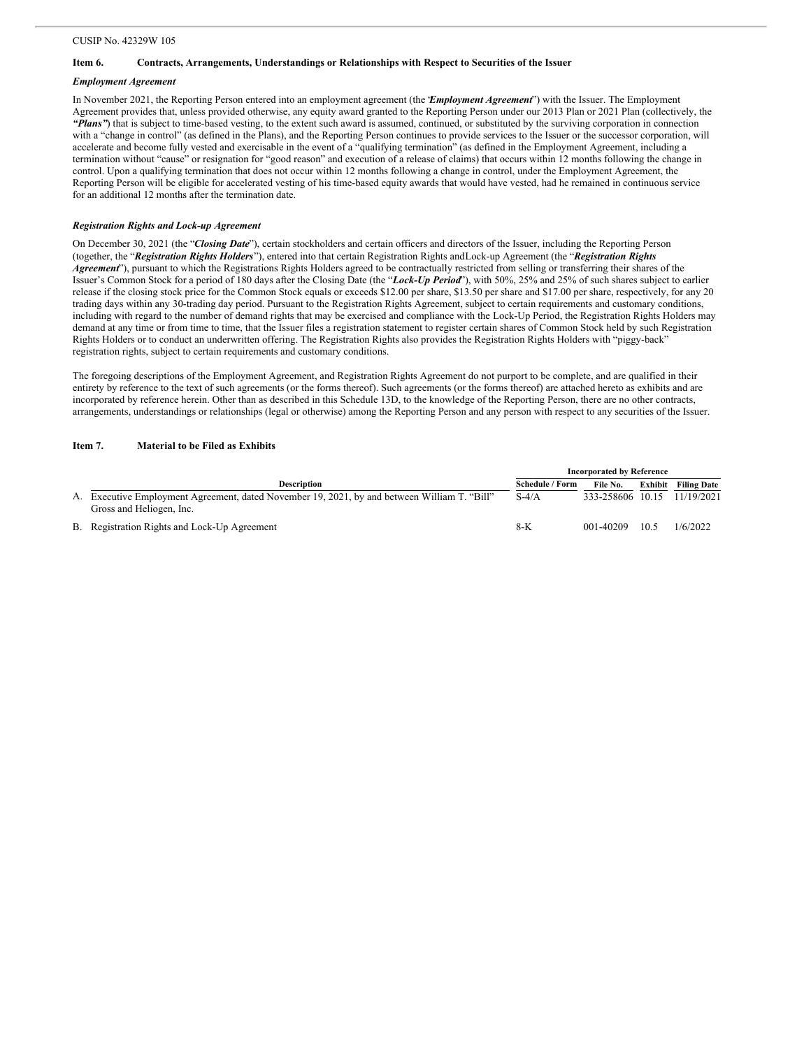CUSIP No. 42329W 105

### Item 6. Contracts, Arrangements, Understandings or Relationships with Respect to Securities of the Issuer

***Employment Agreement***

In November 2021, the Reporting Person entered into an employment agreement (the "***Employment Agreement***") with the Issuer. The Employment Agreement provides that, unless provided otherwise, any equity award granted to the Reporting Person under our 2013 Plan or 2021 Plan (collectively, the ***"Plans"***) that is subject to time-based vesting, to the extent such award is assumed, continued, or substituted by the surviving corporation in connection with a "change in control" (as defined in the Plans), and the Reporting Person continues to provide services to the Issuer or the successor corporation, will accelerate and become fully vested and exercisable in the event of a "qualifying termination" (as defined in the Employment Agreement, including a termination without "cause" or resignation for "good reason" and execution of a release of claims) that occurs within 12 months following the change in control. Upon a qualifying termination that does not occur within 12 months following a change in control, under the Employment Agreement, the Reporting Person will be eligible for accelerated vesting of his time-based equity awards that would have vested, had he remained in continuous service for an additional 12 months after the termination date.

***Registration Rights and Lock-up Agreement***

On December 30, 2021 (the "***Closing Date***"), certain stockholders and certain officers and directors of the Issuer, including the Reporting Person (together, the "***Registration Rights Holders***"), entered into that certain Registration Rights andLock-up Agreement (the "***Registration Rights Agreement***"), pursuant to which the Registrations Rights Holders agreed to be contractually restricted from selling or transferring their shares of the Issuer's Common Stock for a period of 180 days after the Closing Date (the "***Lock-Up Period***"), with 50%, 25% and 25% of such shares subject to earlier release if the closing stock price for the Common Stock equals or exceeds $12.00 per share, $13.50 per share and $17.00 per share, respectively, for any 20 trading days within any 30-trading day period. Pursuant to the Registration Rights Agreement, subject to certain requirements and customary conditions, including with regard to the number of demand rights that may be exercised and compliance with the Lock-Up Period, the Registration Rights Holders may demand at any time or from time to time, that the Issuer files a registration statement to register certain shares of Common Stock held by such Registration Rights Holders or to conduct an underwritten offering. The Registration Rights also provides the Registration Rights Holders with "piggy-back" registration rights, subject to certain requirements and customary conditions.

The foregoing descriptions of the Employment Agreement, and Registration Rights Agreement do not purport to be complete, and are qualified in their entirety by reference to the text of such agreements (or the forms thereof). Such agreements (or the forms thereof) are attached hereto as exhibits and are incorporated by reference herein. Other than as described in this Schedule 13D, to the knowledge of the Reporting Person, there are no other contracts, arrangements, understandings or relationships (legal or otherwise) among the Reporting Person and any person with respect to any securities of the Issuer.

### Item 7. Material to be Filed as Exhibits

| | Description | Incorporated by Reference | | | |
|---|---|---|---|---|---|
| | | Schedule / Form | File No. | Exhibit | Filing Date |
| A. | Executive Employment Agreement, dated November 19, 2021, by and between William T. "Bill" Gross and Heliogen, Inc. | S-4/A | 333-258606 | 10.15 | 11/19/2021 |
| B. | Registration Rights and Lock-Up Agreement | 8-K | 001-40209 | 10.5 | 1/6/2022 |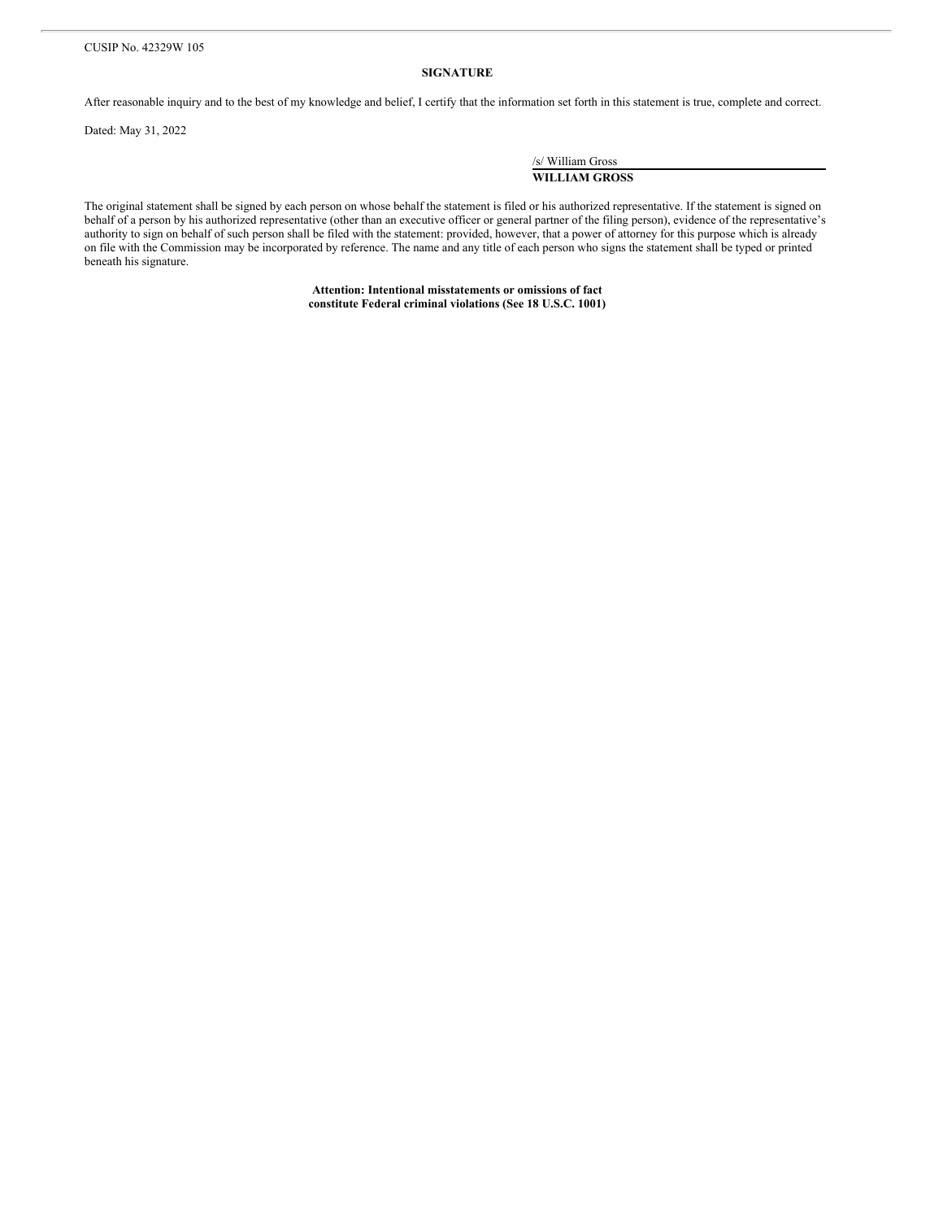CUSIP No. 42329W 105

## SIGNATURE

After reasonable inquiry and to the best of my knowledge and belief, I certify that the information set forth in this statement is true, complete and correct.

Dated: May 31, 2022

/s/ William Gross
**WILLIAM GROSS**

The original statement shall be signed by each person on whose behalf the statement is filed or his authorized representative. If the statement is signed on behalf of a person by his authorized representative (other than an executive officer or general partner of the filing person), evidence of the representative's authority to sign on behalf of such person shall be filed with the statement: provided, however, that a power of attorney for this purpose which is already on file with the Commission may be incorporated by reference. The name and any title of each person who signs the statement shall be typed or printed beneath his signature.

**Attention: Intentional misstatements or omissions of fact constitute Federal criminal violations (See 18 U.S.C. 1001)**